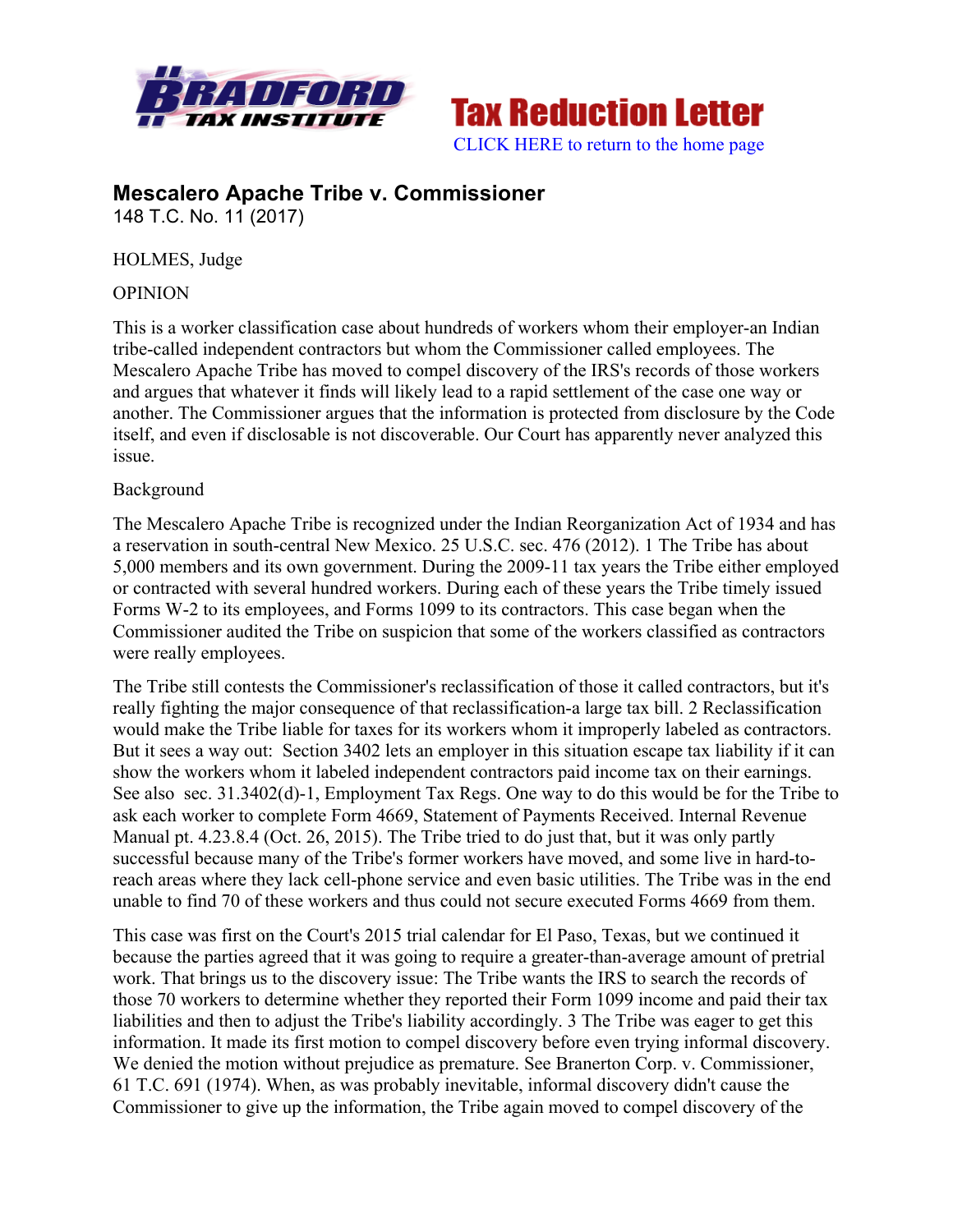Tax Reduction Letter

CLICK HERE to return to the home page

## Mescalero Apache Tribe v. Commissioner

148 T.C. No. 11 (2017)

HOLMES, Judge

OPINION

This is a worker classification case about hundreds of workers whom their employer-an Indian tribe-called independent contractors but whom the Commissioner called employees. The Mescalero Apache Tribe has moved to compel discovery of the IRS's records of those workers and argues that whatever it finds will likely lead to a rapid settlement of the case one way or another. The Commissioner argues that the information is protected from disclosure by the Code itself, and even if disclosable is not discoverable. Our Court has apparently never analyzed this issue.

Background

The Mescalero Apache Tribe is recognized under the Indian Reorganization Act of 1934 and has a reservation in south-central New Mexico. 25 U.S.C. sec. 476 (2012). 1 The Tribe has about 5,000 members and its own government. During the 2009-11 tax years the Tribe either employed or contracted with several hundred workers. During each of these years the Tribe timely issued Forms W-2 to its employees, and Forms 1099 to its contractors. This case began when the Commissioner audited the Tribe on suspicion that some of the workers classified as contractors were really employees.

The Tribe still contests the Commissioner's reclassification of those it called contractors, but it's really fighting the major consequence of that reclassification-a large tax bill. 2 Reclassification would make the Tribe liable for taxes for its workers whom it improperly labeled as contractors. But it sees a way out: Section 3402 lets an employer in this situation escape tax liability if it can show the workers whom it labeled independent contractors paid income tax on their earnings. See also sec. 31.3402(d)-1, Employment Tax Regs. One way to do this would be for the Tribe to ask each worker to complete Form 4669, Statement of Payments Received. Internal Revenue Manual pt. 4.23.8.4 (Oct. 26, 2015). The Tribe tried to do just that, but it was only partly successful because many of the Tribe's former workers have moved, and some live in hard-to-reach areas where they lack cell-phone service and even basic utilities. The Tribe was in the end unable to find 70 of these workers and thus could not secure executed Forms 4669 from them.

This case was first on the Court's 2015 trial calendar for El Paso, Texas, but we continued it because the parties agreed that it was going to require a greater-than-average amount of pretrial work. That brings us to the discovery issue: The Tribe wants the IRS to search the records of those 70 workers to determine whether they reported their Form 1099 income and paid their tax liabilities and then to adjust the Tribe's liability accordingly. 3 The Tribe was eager to get this information. It made its first motion to compel discovery before even trying informal discovery. We denied the motion without prejudice as premature. See Branerton Corp. v. Commissioner, 61 T.C. 691 (1974). When, as was probably inevitable, informal discovery didn't cause the Commissioner to give up the information, the Tribe again moved to compel discovery of the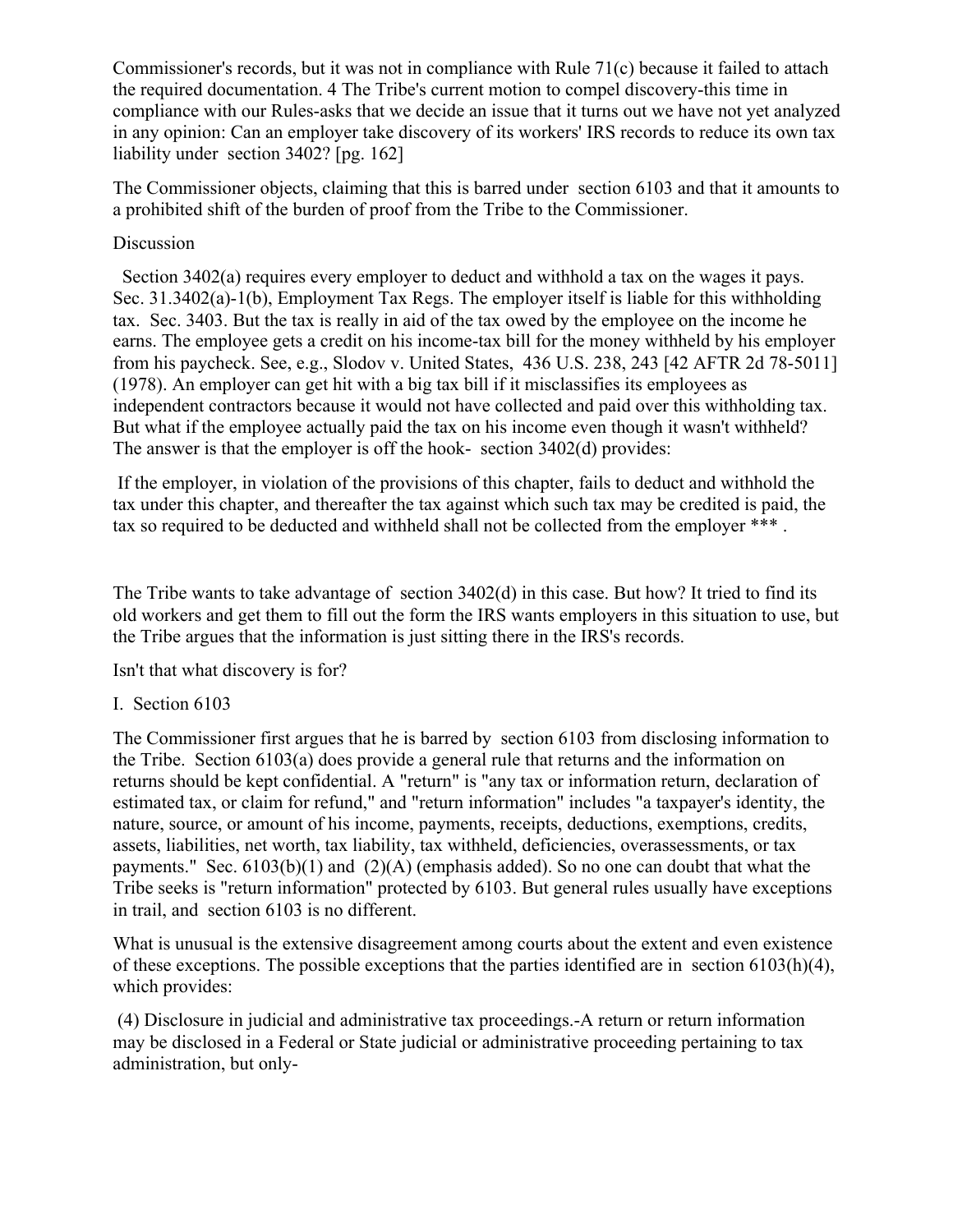Commissioner's records, but it was not in compliance with Rule 71(c) because it failed to attach the required documentation. 4 The Tribe's current motion to compel discovery-this time in compliance with our Rules-asks that we decide an issue that it turns out we have not yet analyzed in any opinion: Can an employer take discovery of its workers' IRS records to reduce its own tax liability under section 3402? [pg. 162]

The Commissioner objects, claiming that this is barred under section 6103 and that it amounts to a prohibited shift of the burden of proof from the Tribe to the Commissioner.

Discussion

Section 3402(a) requires every employer to deduct and withhold a tax on the wages it pays. Sec. 31.3402(a)-1(b), Employment Tax Regs. The employer itself is liable for this withholding tax. Sec. 3403. But the tax is really in aid of the tax owed by the employee on the income he earns. The employee gets a credit on his income-tax bill for the money withheld by his employer from his paycheck. See, e.g., Slodov v. United States, 436 U.S. 238, 243 [42 AFTR 2d 78-5011] (1978). An employer can get hit with a big tax bill if it misclassifies its employees as independent contractors because it would not have collected and paid over this withholding tax. But what if the employee actually paid the tax on his income even though it wasn't withheld? The answer is that the employer is off the hook- section 3402(d) provides:

If the employer, in violation of the provisions of this chapter, fails to deduct and withhold the tax under this chapter, and thereafter the tax against which such tax may be credited is paid, the tax so required to be deducted and withheld shall not be collected from the employer *** .

The Tribe wants to take advantage of section 3402(d) in this case. But how? It tried to find its old workers and get them to fill out the form the IRS wants employers in this situation to use, but the Tribe argues that the information is just sitting there in the IRS's records.

Isn't that what discovery is for?

I. Section 6103

The Commissioner first argues that he is barred by section 6103 from disclosing information to the Tribe. Section 6103(a) does provide a general rule that returns and the information on returns should be kept confidential. A "return" is "any tax or information return, declaration of estimated tax, or claim for refund," and "return information" includes "a taxpayer's identity, the nature, source, or amount of his income, payments, receipts, deductions, exemptions, credits, assets, liabilities, net worth, tax liability, tax withheld, deficiencies, overassessments, or tax payments." Sec. 6103(b)(1) and (2)(A) (emphasis added). So no one can doubt that what the Tribe seeks is "return information" protected by 6103. But general rules usually have exceptions in trail, and section 6103 is no different.

What is unusual is the extensive disagreement among courts about the extent and even existence of these exceptions. The possible exceptions that the parties identified are in section 6103(h)(4), which provides:

(4) Disclosure in judicial and administrative tax proceedings.-A return or return information may be disclosed in a Federal or State judicial or administrative proceeding pertaining to tax administration, but only-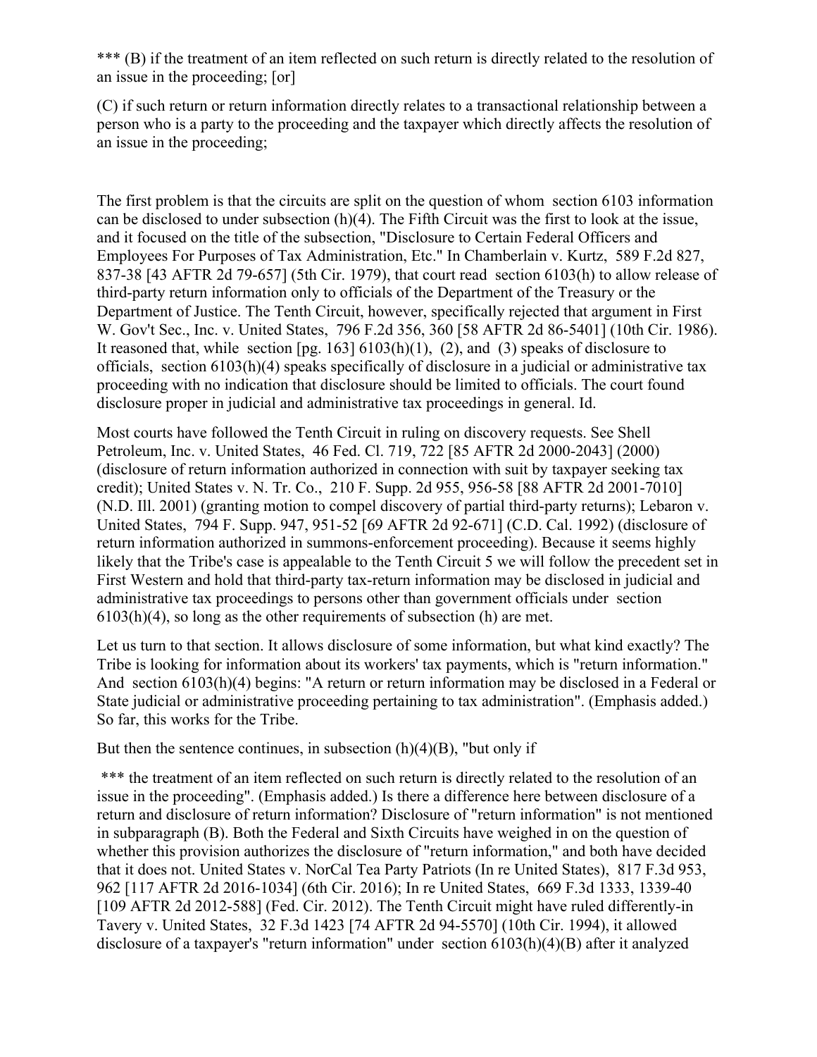*** (B) if the treatment of an item reflected on such return is directly related to the resolution of an issue in the proceeding; [or]

(C) if such return or return information directly relates to a transactional relationship between a person who is a party to the proceeding and the taxpayer which directly affects the resolution of an issue in the proceeding;

The first problem is that the circuits are split on the question of whom section 6103 information can be disclosed to under subsection (h)(4). The Fifth Circuit was the first to look at the issue, and it focused on the title of the subsection, "Disclosure to Certain Federal Officers and Employees For Purposes of Tax Administration, Etc." In Chamberlain v. Kurtz, 589 F.2d 827, 837-38 [43 AFTR 2d 79-657] (5th Cir. 1979), that court read section 6103(h) to allow release of third-party return information only to officials of the Department of the Treasury or the Department of Justice. The Tenth Circuit, however, specifically rejected that argument in First W. Gov't Sec., Inc. v. United States, 796 F.2d 356, 360 [58 AFTR 2d 86-5401] (10th Cir. 1986). It reasoned that, while section [pg. 163] 6103(h)(1), (2), and (3) speaks of disclosure to officials, section 6103(h)(4) speaks specifically of disclosure in a judicial or administrative tax proceeding with no indication that disclosure should be limited to officials. The court found disclosure proper in judicial and administrative tax proceedings in general. Id.

Most courts have followed the Tenth Circuit in ruling on discovery requests. See Shell Petroleum, Inc. v. United States, 46 Fed. Cl. 719, 722 [85 AFTR 2d 2000-2043] (2000) (disclosure of return information authorized in connection with suit by taxpayer seeking tax credit); United States v. N. Tr. Co., 210 F. Supp. 2d 955, 956-58 [88 AFTR 2d 2001-7010] (N.D. Ill. 2001) (granting motion to compel discovery of partial third-party returns); Lebaron v. United States, 794 F. Supp. 947, 951-52 [69 AFTR 2d 92-671] (C.D. Cal. 1992) (disclosure of return information authorized in summons-enforcement proceeding). Because it seems highly likely that the Tribe's case is appealable to the Tenth Circuit 5 we will follow the precedent set in First Western and hold that third-party tax-return information may be disclosed in judicial and administrative tax proceedings to persons other than government officials under section 6103(h)(4), so long as the other requirements of subsection (h) are met.

Let us turn to that section. It allows disclosure of some information, but what kind exactly? The Tribe is looking for information about its workers' tax payments, which is "return information." And section 6103(h)(4) begins: "A return or return information may be disclosed in a Federal or State judicial or administrative proceeding pertaining to tax administration". (Emphasis added.) So far, this works for the Tribe.

But then the sentence continues, in subsection (h)(4)(B), "but only if

*** the treatment of an item reflected on such return is directly related to the resolution of an issue in the proceeding". (Emphasis added.) Is there a difference here between disclosure of a return and disclosure of return information? Disclosure of "return information" is not mentioned in subparagraph (B). Both the Federal and Sixth Circuits have weighed in on the question of whether this provision authorizes the disclosure of "return information," and both have decided that it does not. United States v. NorCal Tea Party Patriots (In re United States), 817 F.3d 953, 962 [117 AFTR 2d 2016-1034] (6th Cir. 2016); In re United States, 669 F.3d 1333, 1339-40 [109 AFTR 2d 2012-588] (Fed. Cir. 2012). The Tenth Circuit might have ruled differently-in Tavery v. United States, 32 F.3d 1423 [74 AFTR 2d 94-5570] (10th Cir. 1994), it allowed disclosure of a taxpayer's "return information" under section 6103(h)(4)(B) after it analyzed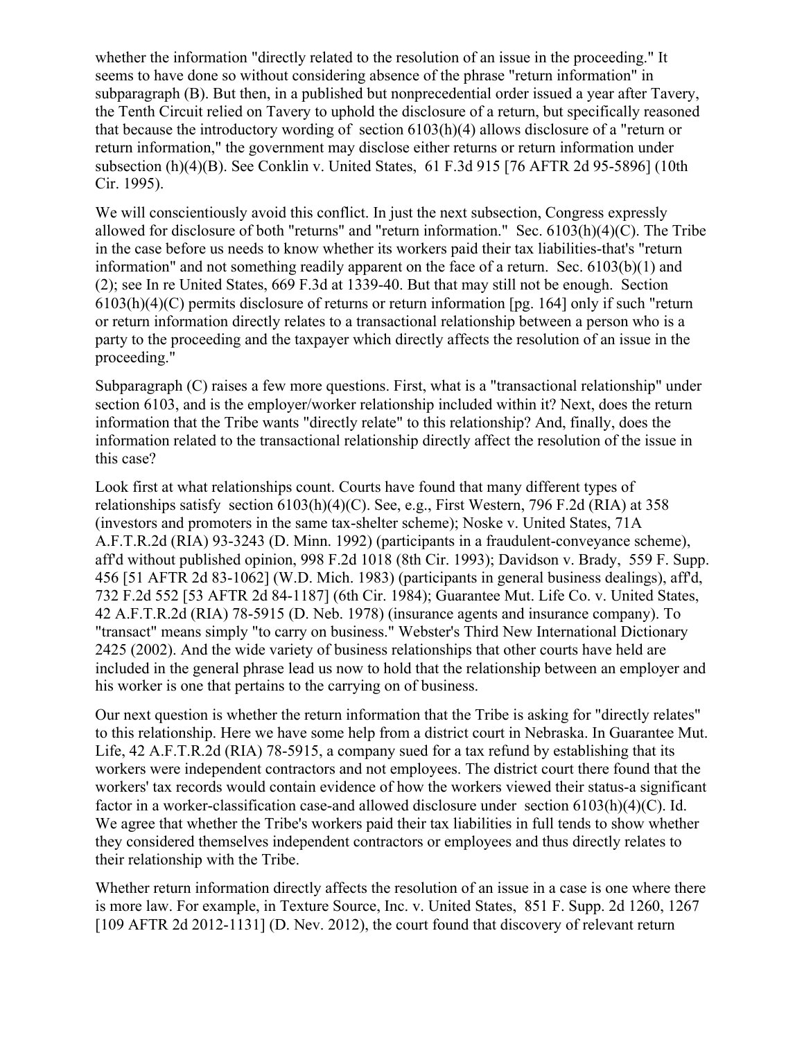whether the information "directly related to the resolution of an issue in the proceeding." It seems to have done so without considering absence of the phrase "return information" in subparagraph (B). But then, in a published but nonprecedential order issued a year after Tavery, the Tenth Circuit relied on Tavery to uphold the disclosure of a return, but specifically reasoned that because the introductory wording of section 6103(h)(4) allows disclosure of a "return or return information," the government may disclose either returns or return information under subsection (h)(4)(B). See Conklin v. United States, 61 F.3d 915 [76 AFTR 2d 95-5896] (10th Cir. 1995).

We will conscientiously avoid this conflict. In just the next subsection, Congress expressly allowed for disclosure of both "returns" and "return information." Sec. 6103(h)(4)(C). The Tribe in the case before us needs to know whether its workers paid their tax liabilities-that's "return information" and not something readily apparent on the face of a return. Sec. 6103(b)(1) and (2); see In re United States, 669 F.3d at 1339-40. But that may still not be enough. Section 6103(h)(4)(C) permits disclosure of returns or return information [pg. 164] only if such "return or return information directly relates to a transactional relationship between a person who is a party to the proceeding and the taxpayer which directly affects the resolution of an issue in the proceeding."

Subparagraph (C) raises a few more questions. First, what is a "transactional relationship" under section 6103, and is the employer/worker relationship included within it? Next, does the return information that the Tribe wants "directly relate" to this relationship? And, finally, does the information related to the transactional relationship directly affect the resolution of the issue in this case?

Look first at what relationships count. Courts have found that many different types of relationships satisfy section 6103(h)(4)(C). See, e.g., First Western, 796 F.2d (RIA) at 358 (investors and promoters in the same tax-shelter scheme); Noske v. United States, 71A A.F.T.R.2d (RIA) 93-3243 (D. Minn. 1992) (participants in a fraudulent-conveyance scheme), aff'd without published opinion, 998 F.2d 1018 (8th Cir. 1993); Davidson v. Brady, 559 F. Supp. 456 [51 AFTR 2d 83-1062] (W.D. Mich. 1983) (participants in general business dealings), aff'd, 732 F.2d 552 [53 AFTR 2d 84-1187] (6th Cir. 1984); Guarantee Mut. Life Co. v. United States, 42 A.F.T.R.2d (RIA) 78-5915 (D. Neb. 1978) (insurance agents and insurance company). To "transact" means simply "to carry on business." Webster's Third New International Dictionary 2425 (2002). And the wide variety of business relationships that other courts have held are included in the general phrase lead us now to hold that the relationship between an employer and his worker is one that pertains to the carrying on of business.

Our next question is whether the return information that the Tribe is asking for "directly relates" to this relationship. Here we have some help from a district court in Nebraska. In Guarantee Mut. Life, 42 A.F.T.R.2d (RIA) 78-5915, a company sued for a tax refund by establishing that its workers were independent contractors and not employees. The district court there found that the workers' tax records would contain evidence of how the workers viewed their status-a significant factor in a worker-classification case-and allowed disclosure under section 6103(h)(4)(C). Id. We agree that whether the Tribe's workers paid their tax liabilities in full tends to show whether they considered themselves independent contractors or employees and thus directly relates to their relationship with the Tribe.

Whether return information directly affects the resolution of an issue in a case is one where there is more law. For example, in Texture Source, Inc. v. United States, 851 F. Supp. 2d 1260, 1267 [109 AFTR 2d 2012-1131] (D. Nev. 2012), the court found that discovery of relevant return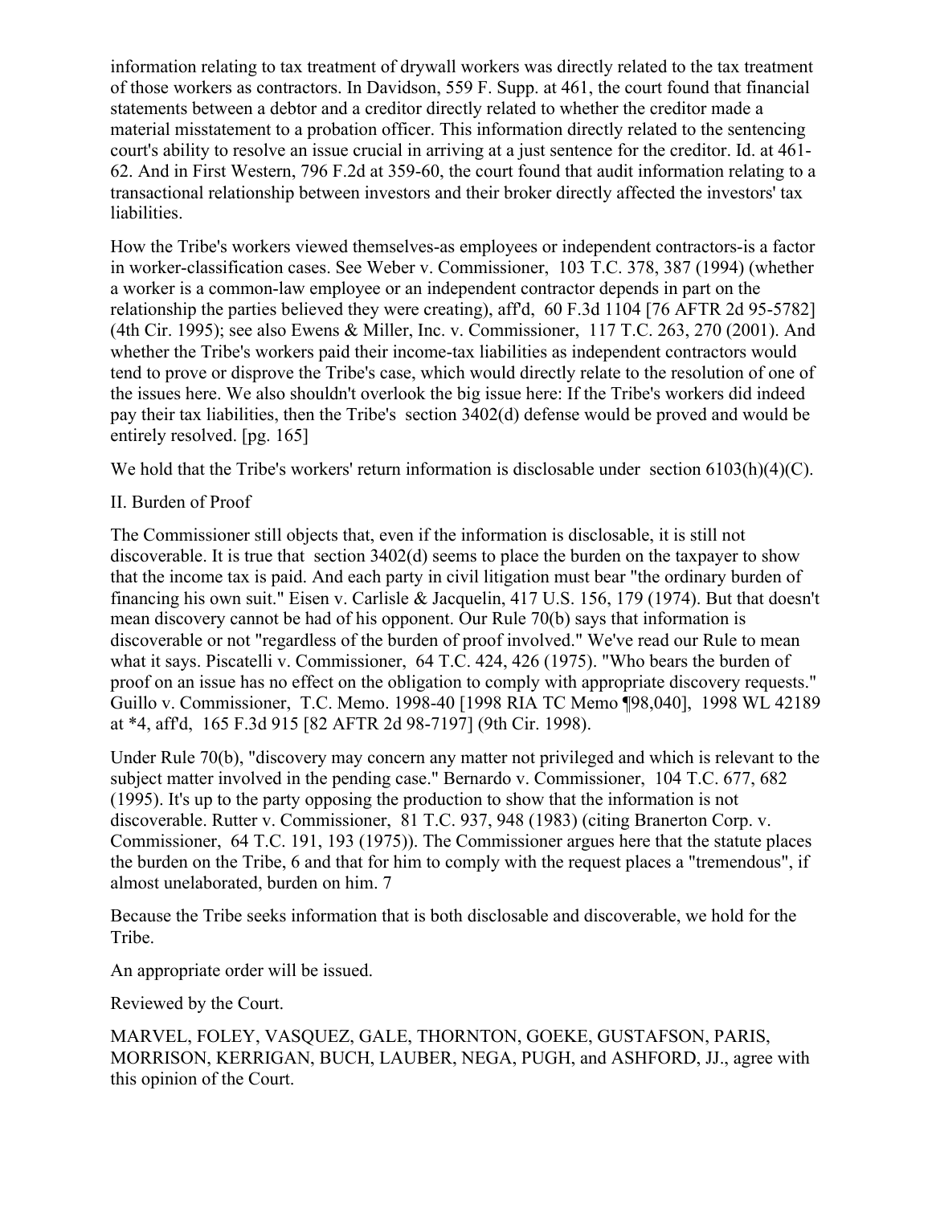information relating to tax treatment of drywall workers was directly related to the tax treatment of those workers as contractors. In Davidson, 559 F. Supp. at 461, the court found that financial statements between a debtor and a creditor directly related to whether the creditor made a material misstatement to a probation officer. This information directly related to the sentencing court's ability to resolve an issue crucial in arriving at a just sentence for the creditor. Id. at 461-62. And in First Western, 796 F.2d at 359-60, the court found that audit information relating to a transactional relationship between investors and their broker directly affected the investors' tax liabilities.

How the Tribe's workers viewed themselves-as employees or independent contractors-is a factor in worker-classification cases. See Weber v. Commissioner, 103 T.C. 378, 387 (1994) (whether a worker is a common-law employee or an independent contractor depends in part on the relationship the parties believed they were creating), aff'd, 60 F.3d 1104 [76 AFTR 2d 95-5782] (4th Cir. 1995); see also Ewens & Miller, Inc. v. Commissioner, 117 T.C. 263, 270 (2001). And whether the Tribe's workers paid their income-tax liabilities as independent contractors would tend to prove or disprove the Tribe's case, which would directly relate to the resolution of one of the issues here. We also shouldn't overlook the big issue here: If the Tribe's workers did indeed pay their tax liabilities, then the Tribe's section 3402(d) defense would be proved and would be entirely resolved. [pg. 165]

We hold that the Tribe's workers' return information is disclosable under section 6103(h)(4)(C).

II. Burden of Proof

The Commissioner still objects that, even if the information is disclosable, it is still not discoverable. It is true that section 3402(d) seems to place the burden on the taxpayer to show that the income tax is paid. And each party in civil litigation must bear "the ordinary burden of financing his own suit." Eisen v. Carlisle & Jacquelin, 417 U.S. 156, 179 (1974). But that doesn't mean discovery cannot be had of his opponent. Our Rule 70(b) says that information is discoverable or not "regardless of the burden of proof involved." We've read our Rule to mean what it says. Piscatelli v. Commissioner, 64 T.C. 424, 426 (1975). "Who bears the burden of proof on an issue has no effect on the obligation to comply with appropriate discovery requests." Guillo v. Commissioner, T.C. Memo. 1998-40 [1998 RIA TC Memo ¶98,040], 1998 WL 42189 at *4, aff'd, 165 F.3d 915 [82 AFTR 2d 98-7197] (9th Cir. 1998).

Under Rule 70(b), "discovery may concern any matter not privileged and which is relevant to the subject matter involved in the pending case." Bernardo v. Commissioner, 104 T.C. 677, 682 (1995). It's up to the party opposing the production to show that the information is not discoverable. Rutter v. Commissioner, 81 T.C. 937, 948 (1983) (citing Branerton Corp. v. Commissioner, 64 T.C. 191, 193 (1975)). The Commissioner argues here that the statute places the burden on the Tribe, 6 and that for him to comply with the request places a "tremendous", if almost unelaborated, burden on him. 7

Because the Tribe seeks information that is both disclosable and discoverable, we hold for the Tribe.

An appropriate order will be issued.

Reviewed by the Court.

MARVEL, FOLEY, VASQUEZ, GALE, THORNTON, GOEKE, GUSTAFSON, PARIS, MORRISON, KERRIGAN, BUCH, LAUBER, NEGA, PUGH, and ASHFORD, JJ., agree with this opinion of the Court.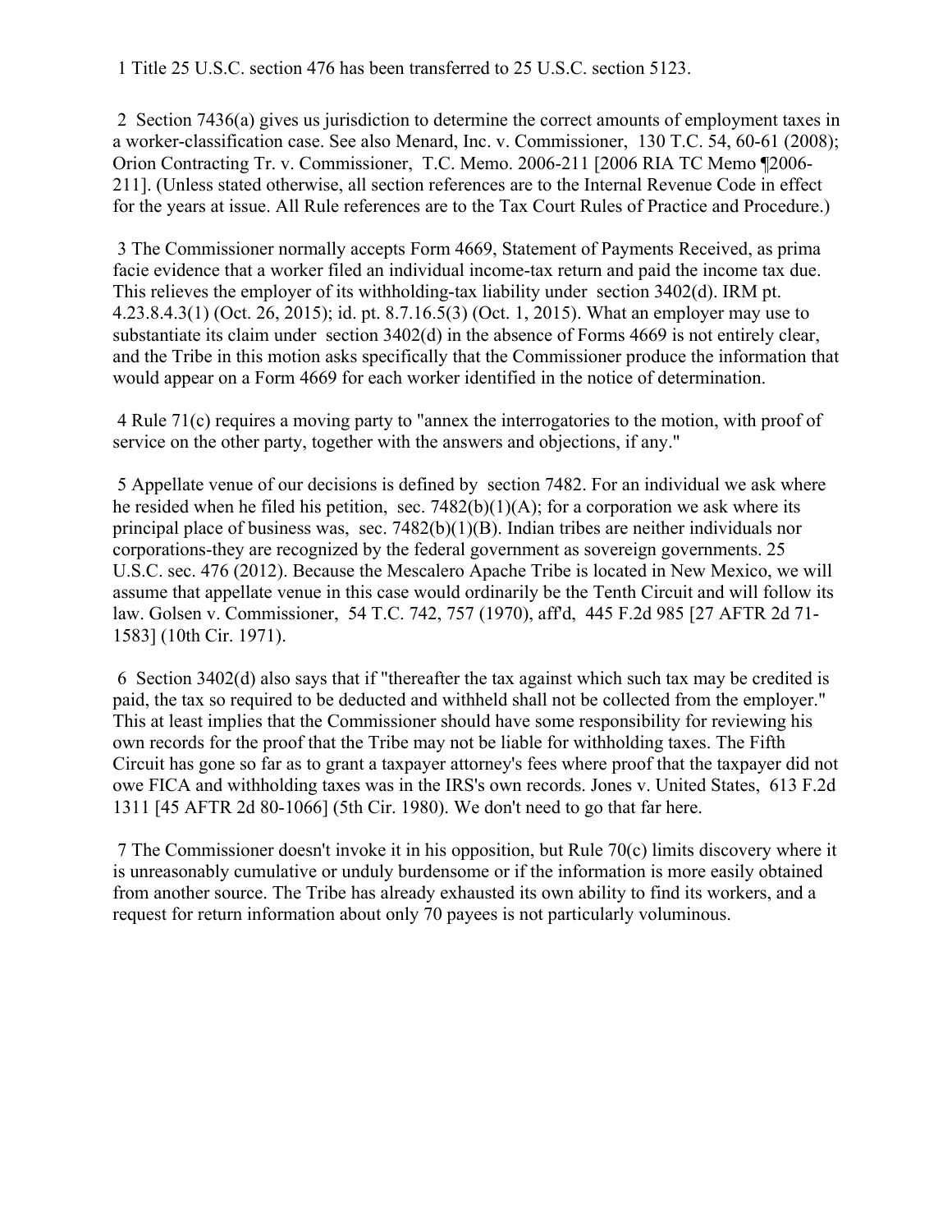1 Title 25 U.S.C. section 476 has been transferred to 25 U.S.C. section 5123.

2 Section 7436(a) gives us jurisdiction to determine the correct amounts of employment taxes in a worker-classification case. See also Menard, Inc. v. Commissioner, 130 T.C. 54, 60-61 (2008); Orion Contracting Tr. v. Commissioner, T.C. Memo. 2006-211 [2006 RIA TC Memo ¶2006-211]. (Unless stated otherwise, all section references are to the Internal Revenue Code in effect for the years at issue. All Rule references are to the Tax Court Rules of Practice and Procedure.)

3 The Commissioner normally accepts Form 4669, Statement of Payments Received, as prima facie evidence that a worker filed an individual income-tax return and paid the income tax due. This relieves the employer of its withholding-tax liability under section 3402(d). IRM pt. 4.23.8.4.3(1) (Oct. 26, 2015); id. pt. 8.7.16.5(3) (Oct. 1, 2015). What an employer may use to substantiate its claim under section 3402(d) in the absence of Forms 4669 is not entirely clear, and the Tribe in this motion asks specifically that the Commissioner produce the information that would appear on a Form 4669 for each worker identified in the notice of determination.

4 Rule 71(c) requires a moving party to "annex the interrogatories to the motion, with proof of service on the other party, together with the answers and objections, if any."

5 Appellate venue of our decisions is defined by section 7482. For an individual we ask where he resided when he filed his petition, sec. 7482(b)(1)(A); for a corporation we ask where its principal place of business was, sec. 7482(b)(1)(B). Indian tribes are neither individuals nor corporations-they are recognized by the federal government as sovereign governments. 25 U.S.C. sec. 476 (2012). Because the Mescalero Apache Tribe is located in New Mexico, we will assume that appellate venue in this case would ordinarily be the Tenth Circuit and will follow its law. Golsen v. Commissioner, 54 T.C. 742, 757 (1970), aff'd, 445 F.2d 985 [27 AFTR 2d 71-1583] (10th Cir. 1971).

6 Section 3402(d) also says that if "thereafter the tax against which such tax may be credited is paid, the tax so required to be deducted and withheld shall not be collected from the employer." This at least implies that the Commissioner should have some responsibility for reviewing his own records for the proof that the Tribe may not be liable for withholding taxes. The Fifth Circuit has gone so far as to grant a taxpayer attorney's fees where proof that the taxpayer did not owe FICA and withholding taxes was in the IRS's own records. Jones v. United States, 613 F.2d 1311 [45 AFTR 2d 80-1066] (5th Cir. 1980). We don't need to go that far here.

7 The Commissioner doesn't invoke it in his opposition, but Rule 70(c) limits discovery where it is unreasonably cumulative or unduly burdensome or if the information is more easily obtained from another source. The Tribe has already exhausted its own ability to find its workers, and a request for return information about only 70 payees is not particularly voluminous.